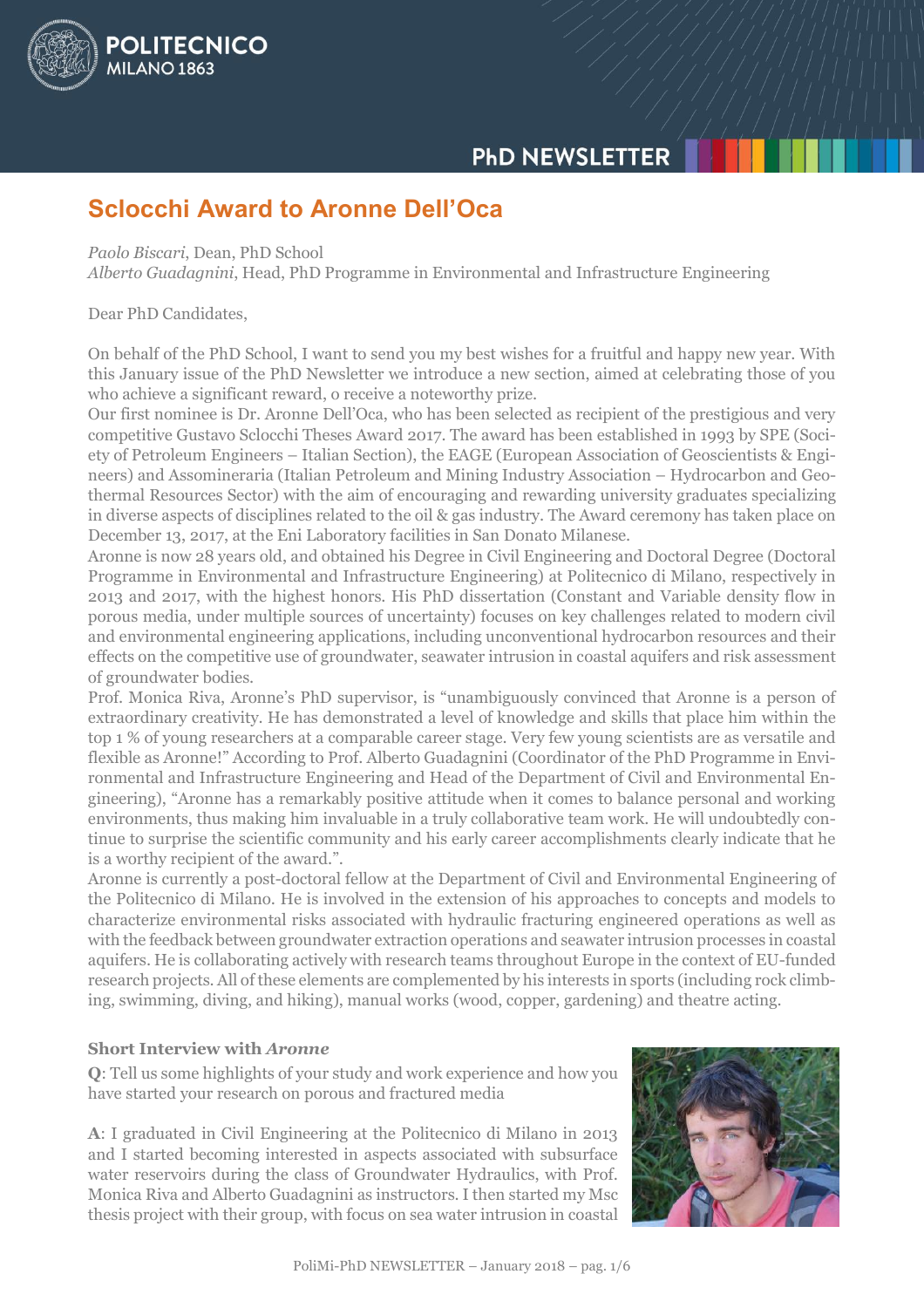# Sclocchi Award to Aronne Dell'Oca

*Paolo Biscari*, Dean, PhD School
*Alberto Guadagnini*, Head, PhD Programme in Environmental and Infrastructure Engineering

Dear PhD Candidates,

On behalf of the PhD School, I want to send you my best wishes for a fruitful and happy new year. With this January issue of the PhD Newsletter we introduce a new section, aimed at celebrating those of you who achieve a significant reward, o receive a noteworthy prize.
Our first nominee is Dr. Aronne Dell'Oca, who has been selected as recipient of the prestigious and very competitive Gustavo Sclocchi Theses Award 2017. The award has been established in 1993 by SPE (Society of Petroleum Engineers – Italian Section), the EAGE (European Association of Geoscientists & Engineers) and Assomineraria (Italian Petroleum and Mining Industry Association – Hydrocarbon and Geothermal Resources Sector) with the aim of encouraging and rewarding university graduates specializing in diverse aspects of disciplines related to the oil & gas industry. The Award ceremony has taken place on December 13, 2017, at the Eni Laboratory facilities in San Donato Milanese.
Aronne is now 28 years old, and obtained his Degree in Civil Engineering and Doctoral Degree (Doctoral Programme in Environmental and Infrastructure Engineering) at Politecnico di Milano, respectively in 2013 and 2017, with the highest honors. His PhD dissertation (Constant and Variable density flow in porous media, under multiple sources of uncertainty) focuses on key challenges related to modern civil and environmental engineering applications, including unconventional hydrocarbon resources and their effects on the competitive use of groundwater, seawater intrusion in coastal aquifers and risk assessment of groundwater bodies.
Prof. Monica Riva, Aronne's PhD supervisor, is "unambiguously convinced that Aronne is a person of extraordinary creativity. He has demonstrated a level of knowledge and skills that place him within the top 1 % of young researchers at a comparable career stage. Very few young scientists are as versatile and flexible as Aronne!" According to Prof. Alberto Guadagnini (Coordinator of the PhD Programme in Environmental and Infrastructure Engineering and Head of the Department of Civil and Environmental Engineering), "Aronne has a remarkably positive attitude when it comes to balance personal and working environments, thus making him invaluable in a truly collaborative team work. He will undoubtedly continue to surprise the scientific community and his early career accomplishments clearly indicate that he is a worthy recipient of the award.".
Aronne is currently a post-doctoral fellow at the Department of Civil and Environmental Engineering of the Politecnico di Milano. He is involved in the extension of his approaches to concepts and models to characterize environmental risks associated with hydraulic fracturing engineered operations as well as with the feedback between groundwater extraction operations and seawater intrusion processes in coastal aquifers. He is collaborating actively with research teams throughout Europe in the context of EU-funded research projects. All of these elements are complemented by his interests in sports (including rock climbing, swimming, diving, and hiking), manual works (wood, copper, gardening) and theatre acting.

### Short Interview with *Aronne*

**Q**: Tell us some highlights of your study and work experience and how you have started your research on porous and fractured media

**A**: I graduated in Civil Engineering at the Politecnico di Milano in 2013 and I started becoming interested in aspects associated with subsurface water reservoirs during the class of Groundwater Hydraulics, with Prof. Monica Riva and Alberto Guadagnini as instructors. I then started my Msc thesis project with their group, with focus on sea water intrusion in coastal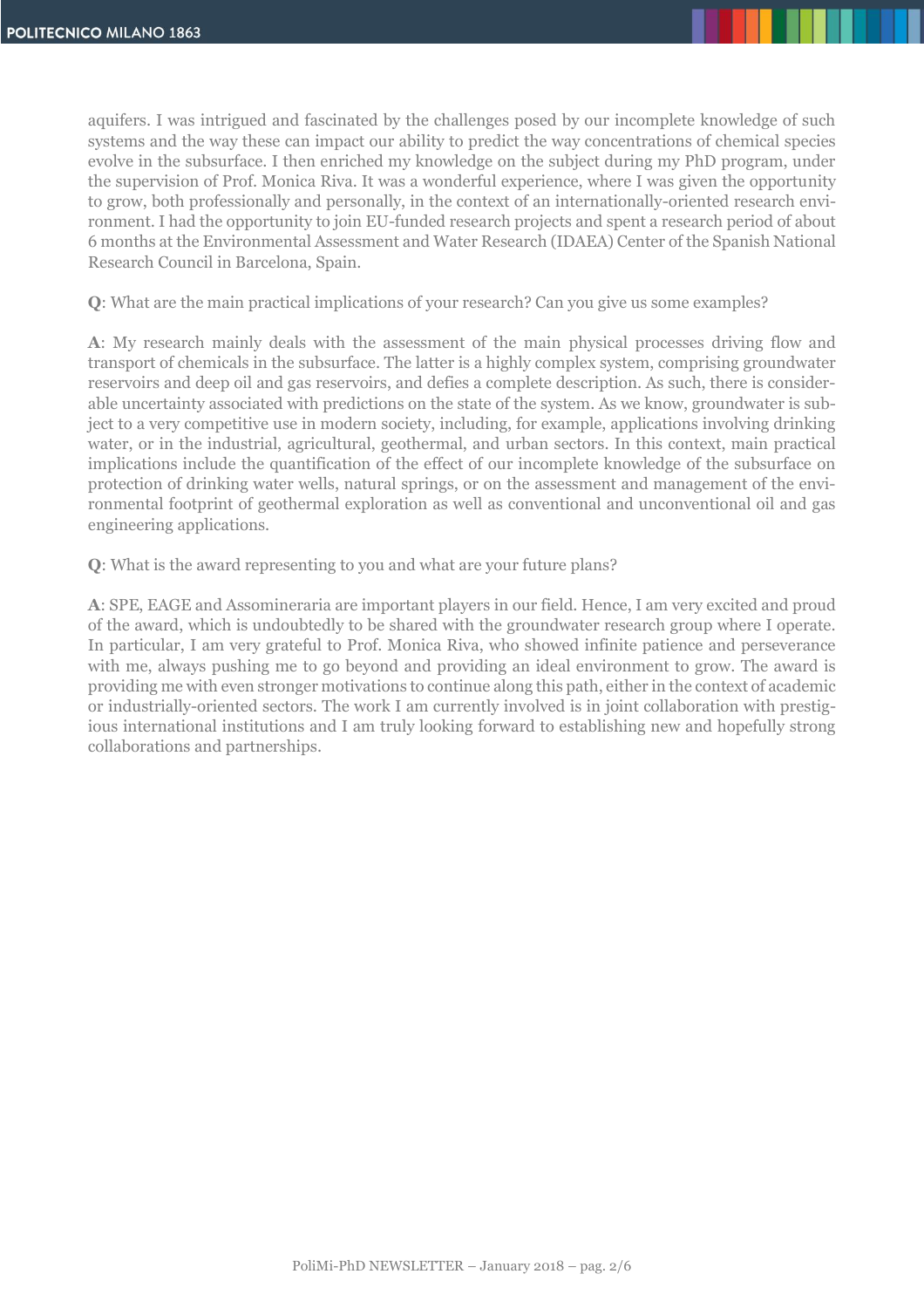aquifers. I was intrigued and fascinated by the challenges posed by our incomplete knowledge of such systems and the way these can impact our ability to predict the way concentrations of chemical species evolve in the subsurface. I then enriched my knowledge on the subject during my PhD program, under the supervision of Prof. Monica Riva. It was a wonderful experience, where I was given the opportunity to grow, both professionally and personally, in the context of an internationally-oriented research environment. I had the opportunity to join EU-funded research projects and spent a research period of about 6 months at the Environmental Assessment and Water Research (IDAEA) Center of the Spanish National Research Council in Barcelona, Spain.

**Q**: What are the main practical implications of your research? Can you give us some examples?

**A**: My research mainly deals with the assessment of the main physical processes driving flow and transport of chemicals in the subsurface. The latter is a highly complex system, comprising groundwater reservoirs and deep oil and gas reservoirs, and defies a complete description. As such, there is considerable uncertainty associated with predictions on the state of the system. As we know, groundwater is subject to a very competitive use in modern society, including, for example, applications involving drinking water, or in the industrial, agricultural, geothermal, and urban sectors. In this context, main practical implications include the quantification of the effect of our incomplete knowledge of the subsurface on protection of drinking water wells, natural springs, or on the assessment and management of the environmental footprint of geothermal exploration as well as conventional and unconventional oil and gas engineering applications.

**Q**: What is the award representing to you and what are your future plans?

**A**: SPE, EAGE and Assomineraria are important players in our field. Hence, I am very excited and proud of the award, which is undoubtedly to be shared with the groundwater research group where I operate. In particular, I am very grateful to Prof. Monica Riva, who showed infinite patience and perseverance with me, always pushing me to go beyond and providing an ideal environment to grow. The award is providing me with even stronger motivations to continue along this path, either in the context of academic or industrially-oriented sectors. The work I am currently involved is in joint collaboration with prestigious international institutions and I am truly looking forward to establishing new and hopefully strong collaborations and partnerships.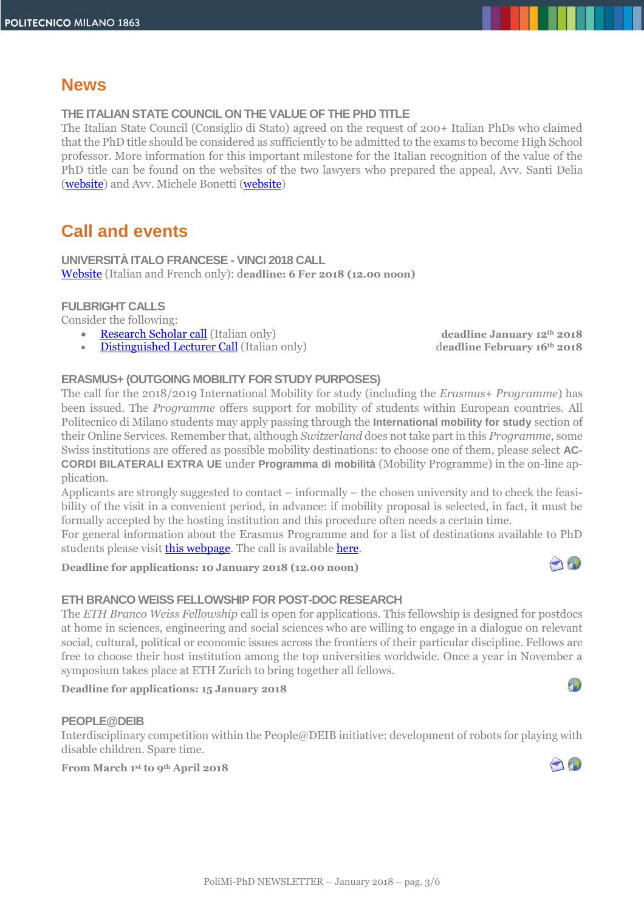# News

### THE ITALIAN STATE COUNCIL ON THE VALUE OF THE PHD TITLE

The Italian State Council (Consiglio di Stato) agreed on the request of 200+ Italian PhDs who claimed that the PhD title should be considered as sufficiently to be admitted to the exams to become High School professor. More information for this important milestone for the Italian recognition of the value of the PhD title can be found on the websites of the two lawyers who prepared the appeal, Avv. Santi Delia (website) and Avv. Michele Bonetti (website)

# Call and events

### UNIVERSITÀ ITALO FRANCESE - VINCI 2018 CALL

Website (Italian and French only): d**eadline: 6 Fer 2018 (12.00 noon)**

### FULBRIGHT CALLS

Consider the following:

- Research Scholar call (Italian only) — **deadline January 12th 2018**
- Distinguished Lecturer Call (Italian only) — **deadline February 16th 2018**

### ERASMUS+ (OUTGOING MOBILITY FOR STUDY PURPOSES)

The call for the 2018/2019 International Mobility for study (including the *Erasmus+ Programme*) has been issued. The *Programme* offers support for mobility of students within European countries. All Politecnico di Milano students may apply passing through the **International mobility for study** section of their Online Services. Remember that, although *Switzerland* does not take part in this *Programme*, some Swiss institutions are offered as possible mobility destinations: to choose one of them, please select **ACCORDI BILATERALI EXTRA UE** under **Programma di mobilità** (Mobility Programme) in the on-line application.

Applicants are strongly suggested to contact – informally – the chosen university and to check the feasibility of the visit in a convenient period, in advance: if mobility proposal is selected, in fact, it must be formally accepted by the hosting institution and this procedure often needs a certain time.

For general information about the Erasmus Programme and for a list of destinations available to PhD students please visit this webpage. The call is available here.

**Deadline for applications: 10 January 2018 (12.00 noon)**

### ETH BRANCO WEISS FELLOWSHIP FOR POST-DOC RESEARCH

The *ETH Branco Weiss Fellowship* call is open for applications. This fellowship is designed for postdocs at home in sciences, engineering and social sciences who are willing to engage in a dialogue on relevant social, cultural, political or economic issues across the frontiers of their particular discipline. Fellows are free to choose their host institution among the top universities worldwide. Once a year in November a symposium takes place at ETH Zurich to bring together all fellows.

**Deadline for applications: 15 January 2018**

### PEOPLE@DEIB

Interdisciplinary competition within the People@DEIB initiative: development of robots for playing with disable children. Spare time.

**From March 1st to 9th April 2018**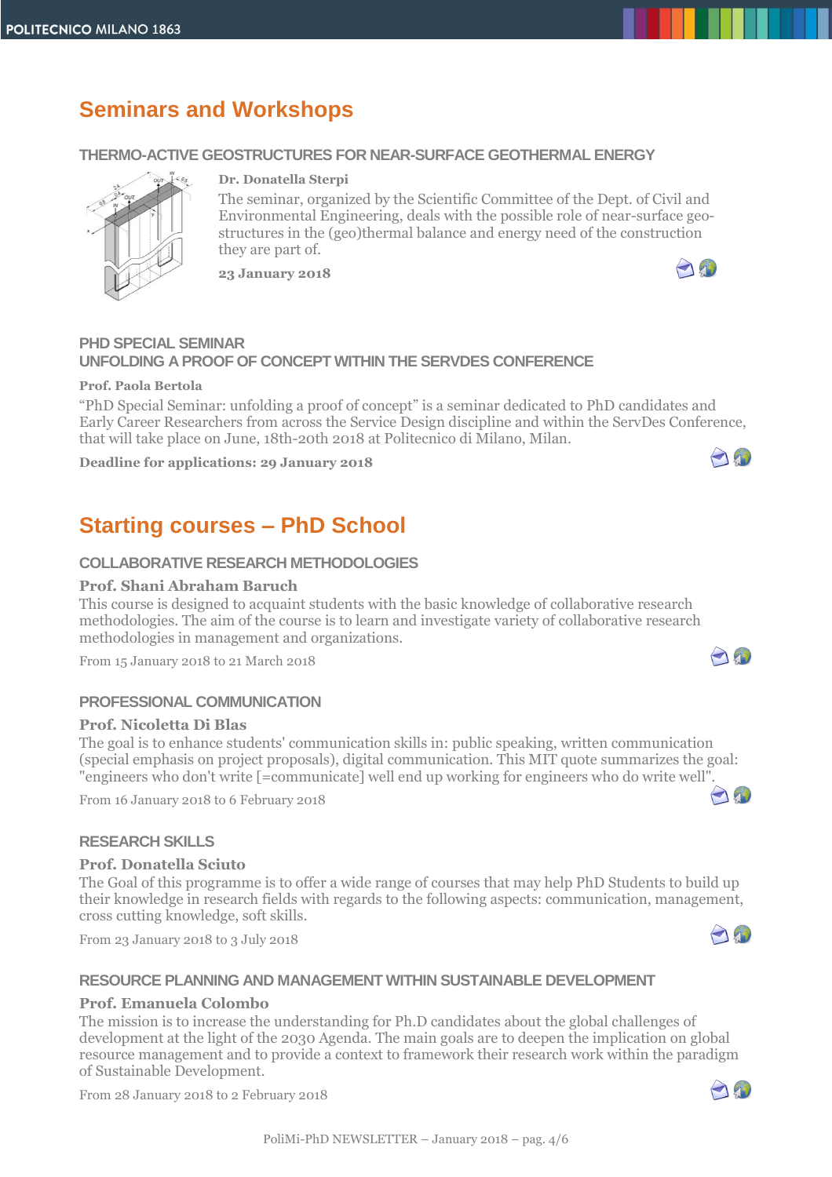## Seminars and Workshops

### THERMO-ACTIVE GEOSTRUCTURES FOR NEAR-SURFACE GEOTHERMAL ENERGY

**Dr. Donatella Sterpi**

The seminar, organized by the Scientific Committee of the Dept. of Civil and Environmental Engineering, deals with the possible role of near-surface geo-structures in the (geo)thermal balance and energy need of the construction they are part of.

**23 January 2018**

### PHD SPECIAL SEMINAR
### UNFOLDING A PROOF OF CONCEPT WITHIN THE SERVDES CONFERENCE

**Prof. Paola Bertola**

"PhD Special Seminar: unfolding a proof of concept" is a seminar dedicated to PhD candidates and Early Career Researchers from across the Service Design discipline and within the ServDes Conference, that will take place on June, 18th-20th 2018 at Politecnico di Milano, Milan.

**Deadline for applications: 29 January 2018**

## Starting courses – PhD School

### COLLABORATIVE RESEARCH METHODOLOGIES

**Prof. Shani Abraham Baruch**

This course is designed to acquaint students with the basic knowledge of collaborative research methodologies. The aim of the course is to learn and investigate variety of collaborative research methodologies in management and organizations.

From 15 January 2018 to 21 March 2018

### PROFESSIONAL COMMUNICATION

**Prof. Nicoletta Di Blas**

The goal is to enhance students' communication skills in: public speaking, written communication (special emphasis on project proposals), digital communication. This MIT quote summarizes the goal: "engineers who don't write [=communicate] well end up working for engineers who do write well".

From 16 January 2018 to 6 February 2018

### RESEARCH SKILLS

**Prof. Donatella Sciuto**

The Goal of this programme is to offer a wide range of courses that may help PhD Students to build up their knowledge in research fields with regards to the following aspects: communication, management, cross cutting knowledge, soft skills.

From 23 January 2018 to 3 July 2018

### RESOURCE PLANNING AND MANAGEMENT WITHIN SUSTAINABLE DEVELOPMENT

**Prof. Emanuela Colombo**

The mission is to increase the understanding for Ph.D candidates about the global challenges of development at the light of the 2030 Agenda. The main goals are to deepen the implication on global resource management and to provide a context to framework their research work within the paradigm of Sustainable Development.

From 28 January 2018 to 2 February 2018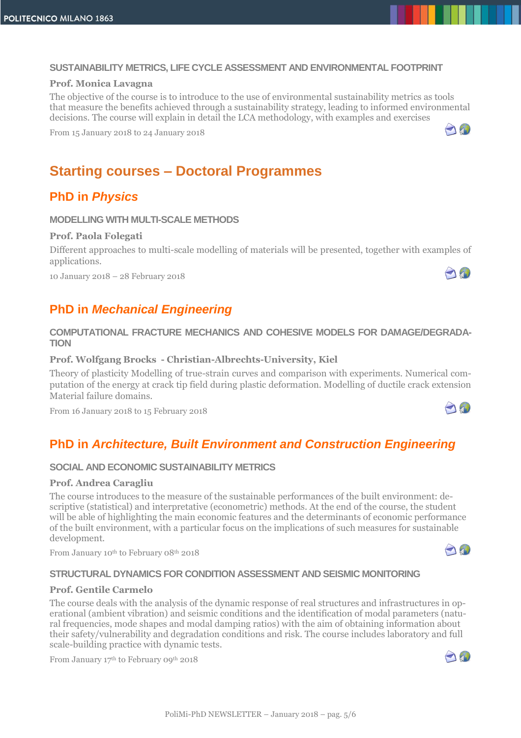### SUSTAINABILITY METRICS, LIFE CYCLE ASSESSMENT AND ENVIRONMENTAL FOOTPRINT

**Prof. Monica Lavagna**

The objective of the course is to introduce to the use of environmental sustainability metrics as tools that measure the benefits achieved through a sustainability strategy, leading to informed environmental decisions. The course will explain in detail the LCA methodology, with examples and exercises

From 15 January 2018 to 24 January 2018

# Starting courses – Doctoral Programmes

## PhD in *Physics*

### MODELLING WITH MULTI-SCALE METHODS

**Prof. Paola Folegati**

Different approaches to multi-scale modelling of materials will be presented, together with examples of applications.

10 January 2018 – 28 February 2018

## PhD in *Mechanical Engineering*

### COMPUTATIONAL FRACTURE MECHANICS AND COHESIVE MODELS FOR DAMAGE/DEGRADATION

**Prof. Wolfgang Brocks - Christian-Albrechts-University, Kiel**

Theory of plasticity Modelling of true-strain curves and comparison with experiments. Numerical computation of the energy at crack tip field during plastic deformation. Modelling of ductile crack extension Material failure domains.

From 16 January 2018 to 15 February 2018

## PhD in *Architecture, Built Environment and Construction Engineering*

### SOCIAL AND ECONOMIC SUSTAINABILITY METRICS

**Prof. Andrea Caragliu**

The course introduces to the measure of the sustainable performances of the built environment: descriptive (statistical) and interpretative (econometric) methods. At the end of the course, the student will be able of highlighting the main economic features and the determinants of economic performance of the built environment, with a particular focus on the implications of such measures for sustainable development.

From January 10th to February 08th 2018

### STRUCTURAL DYNAMICS FOR CONDITION ASSESSMENT AND SEISMIC MONITORING

**Prof. Gentile Carmelo**

The course deals with the analysis of the dynamic response of real structures and infrastructures in operational (ambient vibration) and seismic conditions and the identification of modal parameters (natural frequencies, mode shapes and modal damping ratios) with the aim of obtaining information about their safety/vulnerability and degradation conditions and risk. The course includes laboratory and full scale-building practice with dynamic tests.

From January 17th to February 09th 2018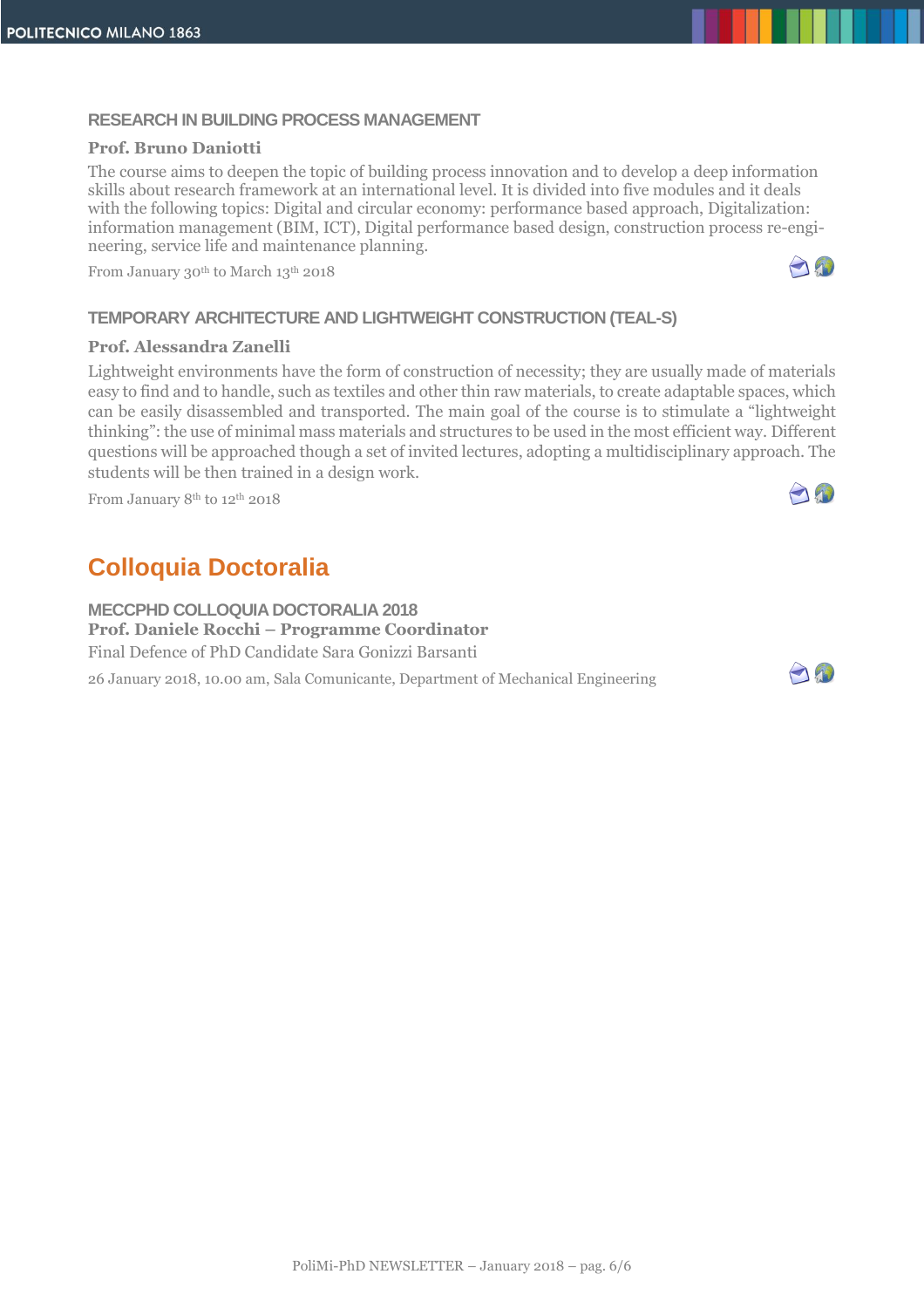### RESEARCH IN BUILDING PROCESS MANAGEMENT

**Prof. Bruno Daniotti**

The course aims to deepen the topic of building process innovation and to develop a deep information skills about research framework at an international level. It is divided into five modules and it deals with the following topics: Digital and circular economy: performance based approach, Digitalization: information management (BIM, ICT), Digital performance based design, construction process re-engineering, service life and maintenance planning.

From January 30th to March 13th 2018

### TEMPORARY ARCHITECTURE AND LIGHTWEIGHT CONSTRUCTION (TEAL-S)

**Prof. Alessandra Zanelli**

Lightweight environments have the form of construction of necessity; they are usually made of materials easy to find and to handle, such as textiles and other thin raw materials, to create adaptable spaces, which can be easily disassembled and transported. The main goal of the course is to stimulate a "lightweight thinking": the use of minimal mass materials and structures to be used in the most efficient way. Different questions will be approached though a set of invited lectures, adopting a multidisciplinary approach. The students will be then trained in a design work.

From January 8th to 12th 2018

## Colloquia Doctoralia

### MECCPHD COLLOQUIA DOCTORALIA 2018

**Prof. Daniele Rocchi – Programme Coordinator**

Final Defence of PhD Candidate Sara Gonizzi Barsanti

26 January 2018, 10.00 am, Sala Comunicante, Department of Mechanical Engineering